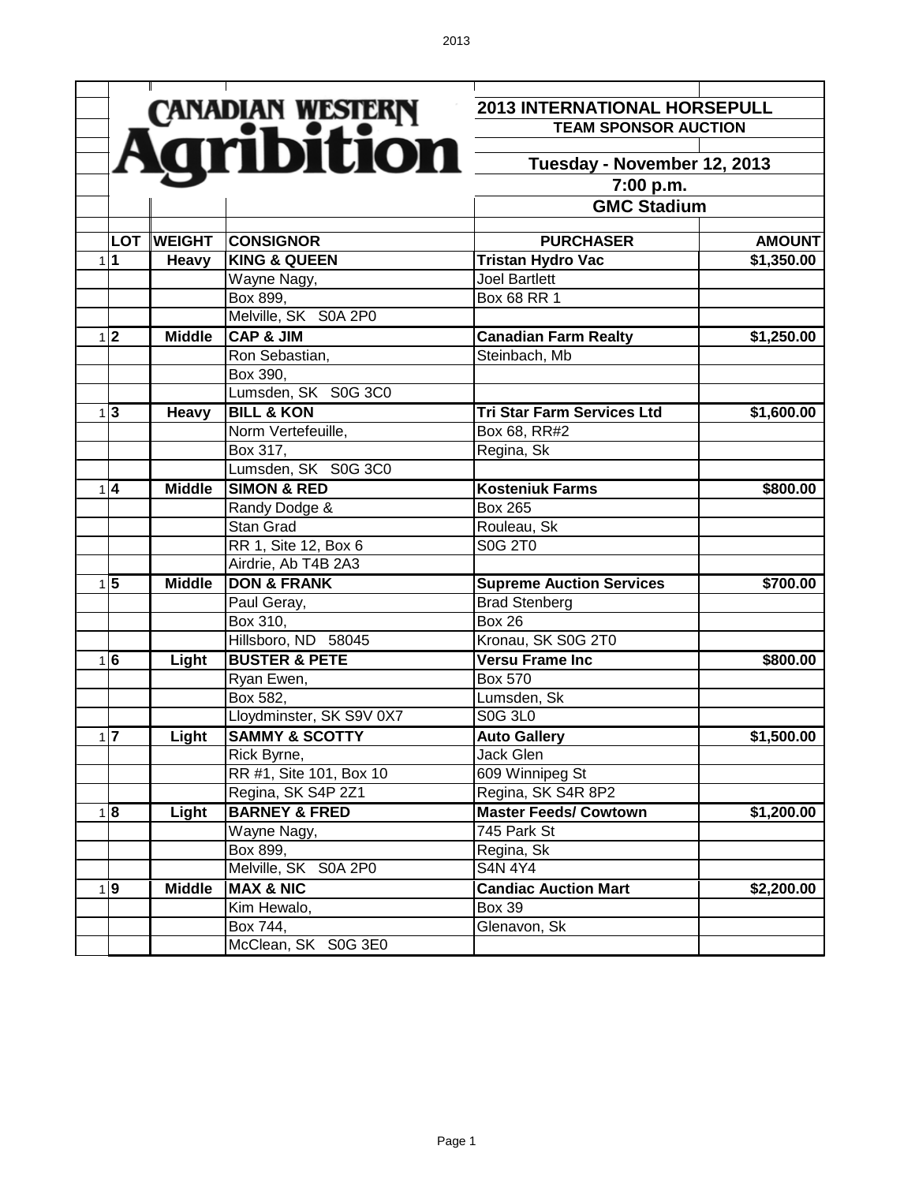# Canadian Western Agribition

## 2013 INTERNATIONAL HORSEPULL

### TEAM SPONSOR AUCTION

**Tuesday - November 12, 2013**

**7:00 p.m.**

**GMC Stadium**

| | LOT | WEIGHT | CONSIGNOR | PURCHASER | AMOUNT |
|---|---|---|---|---|---|
| 1 | **1** | **Heavy** | **KING & QUEEN** | **Tristan Hydro Vac** | **$1,350.00** |
| | | | Wayne Nagy, | Joel Bartlett | |
| | | | Box 899, | Box 68 RR 1 | |
| | | | Melville, SK S0A 2P0 | | |
| 1 | **2** | **Middle** | **CAP & JIM** | **Canadian Farm Realty** | **$1,250.00** |
| | | | Ron Sebastian, | Steinbach, Mb | |
| | | | Box 390, | | |
| | | | Lumsden, SK S0G 3C0 | | |
| 1 | **3** | **Heavy** | **BILL & KON** | **Tri Star Farm Services Ltd** | **$1,600.00** |
| | | | Norm Vertefeuille, | Box 68, RR#2 | |
| | | | Box 317, | Regina, Sk | |
| | | | Lumsden, SK S0G 3C0 | | |
| 1 | **4** | **Middle** | **SIMON & RED** | **Kosteniuk Farms** | **$800.00** |
| | | | Randy Dodge & | Box 265 | |
| | | | Stan Grad | Rouleau, Sk | |
| | | | RR 1, Site 12, Box 6 | S0G 2T0 | |
| | | | Airdrie, Ab T4B 2A3 | | |
| 1 | **5** | **Middle** | **DON & FRANK** | **Supreme Auction Services** | **$700.00** |
| | | | Paul Geray, | Brad Stenberg | |
| | | | Box 310, | Box 26 | |
| | | | Hillsboro, ND 58045 | Kronau, SK S0G 2T0 | |
| 1 | **6** | **Light** | **BUSTER & PETE** | **Versu Frame Inc** | **$800.00** |
| | | | Ryan Ewen, | Box 570 | |
| | | | Box 582, | Lumsden, Sk | |
| | | | Lloydminster, SK S9V 0X7 | S0G 3L0 | |
| 1 | **7** | **Light** | **SAMMY & SCOTTY** | **Auto Gallery** | **$1,500.00** |
| | | | Rick Byrne, | Jack Glen | |
| | | | RR #1, Site 101, Box 10 | 609 Winnipeg St | |
| | | | Regina, SK S4P 2Z1 | Regina, SK S4R 8P2 | |
| 1 | **8** | **Light** | **BARNEY & FRED** | **Master Feeds/ Cowtown** | **$1,200.00** |
| | | | Wayne Nagy, | 745 Park St | |
| | | | Box 899, | Regina, Sk | |
| | | | Melville, SK S0A 2P0 | S4N 4Y4 | |
| 1 | **9** | **Middle** | **MAX & NIC** | **Candiac Auction Mart** | **$2,200.00** |
| | | | Kim Hewalo, | Box 39 | |
| | | | Box 744, | Glenavon, Sk | |
| | | | McClean, SK S0G 3E0 | | |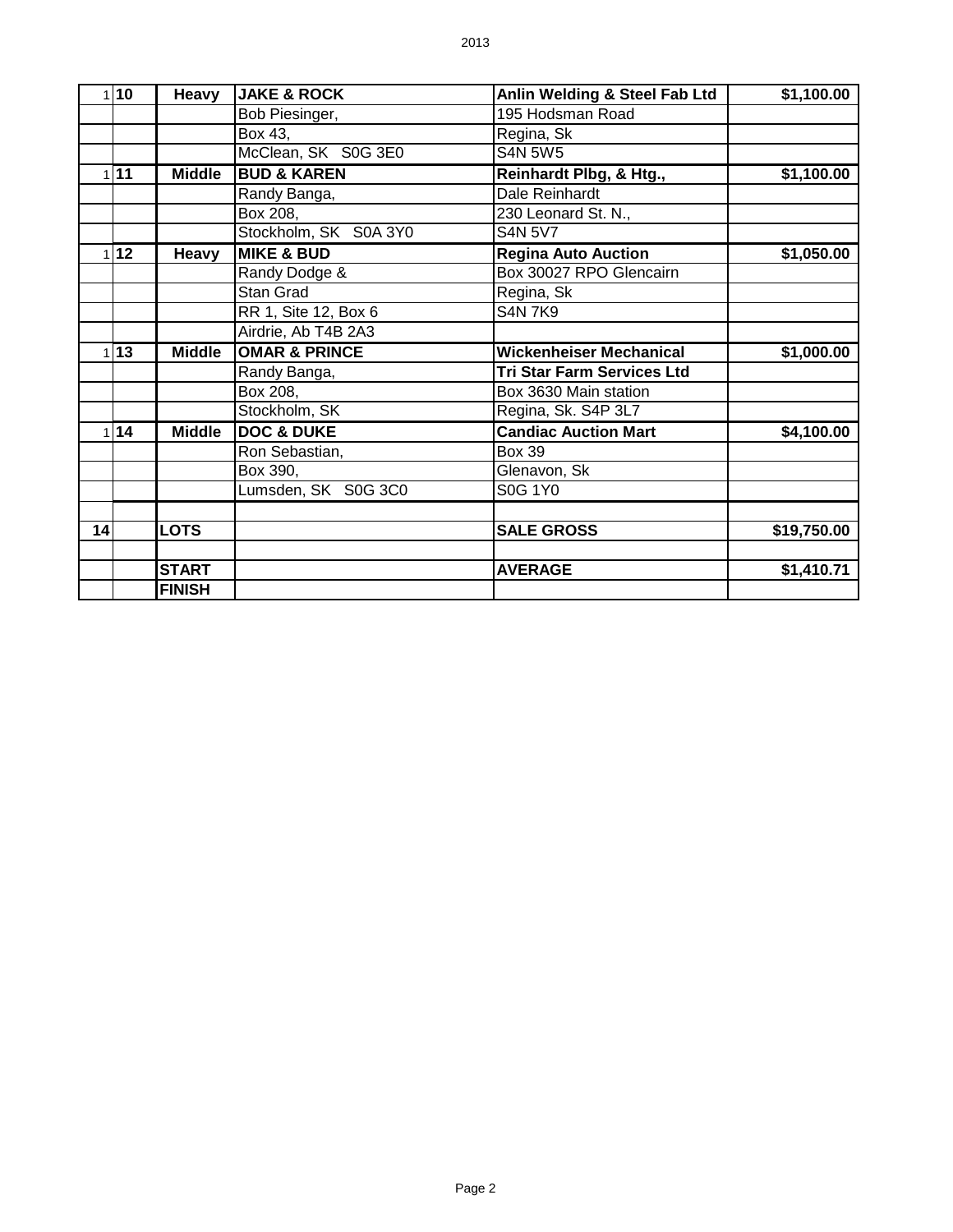| | | | | | |
|---|---|---|---|---|---|
| 1 | **10** | **Heavy** | **JAKE & ROCK** | **Anlin Welding & Steel Fab Ltd** | **$1,100.00** |
| | | | Bob Piesinger, | 195 Hodsman Road | |
| | | | Box 43, | Regina, Sk | |
| | | | McClean, SK S0G 3E0 | S4N 5W5 | |
| 1 | **11** | **Middle** | **BUD & KAREN** | **Reinhardt Plbg, & Htg.,** | **$1,100.00** |
| | | | Randy Banga, | Dale Reinhardt | |
| | | | Box 208, | 230 Leonard St. N., | |
| | | | Stockholm, SK S0A 3Y0 | S4N 5V7 | |
| 1 | **12** | **Heavy** | **MIKE & BUD** | **Regina Auto Auction** | **$1,050.00** |
| | | | Randy Dodge & | Box 30027 RPO Glencairn | |
| | | | Stan Grad | Regina, Sk | |
| | | | RR 1, Site 12, Box 6 | S4N 7K9 | |
| | | | Airdrie, Ab T4B 2A3 | | |
| 1 | **13** | **Middle** | **OMAR & PRINCE** | **Wickenheiser Mechanical** | **$1,000.00** |
| | | | Randy Banga, | **Tri Star Farm Services Ltd** | |
| | | | Box 208, | Box 3630 Main station | |
| | | | Stockholm, SK | Regina, Sk. S4P 3L7 | |
| 1 | **14** | **Middle** | **DOC & DUKE** | **Candiac Auction Mart** | **$4,100.00** |
| | | | Ron Sebastian, | Box 39 | |
| | | | Box 390, | Glenavon, Sk | |
| | | | Lumsden, SK S0G 3C0 | S0G 1Y0 | |
| | | | | | |
| **14** | | **LOTS** | | **SALE GROSS** | **$19,750.00** |
| | | | | | |
| | | **START** | | **AVERAGE** | **$1,410.71** |
| | | **FINISH** | | | |